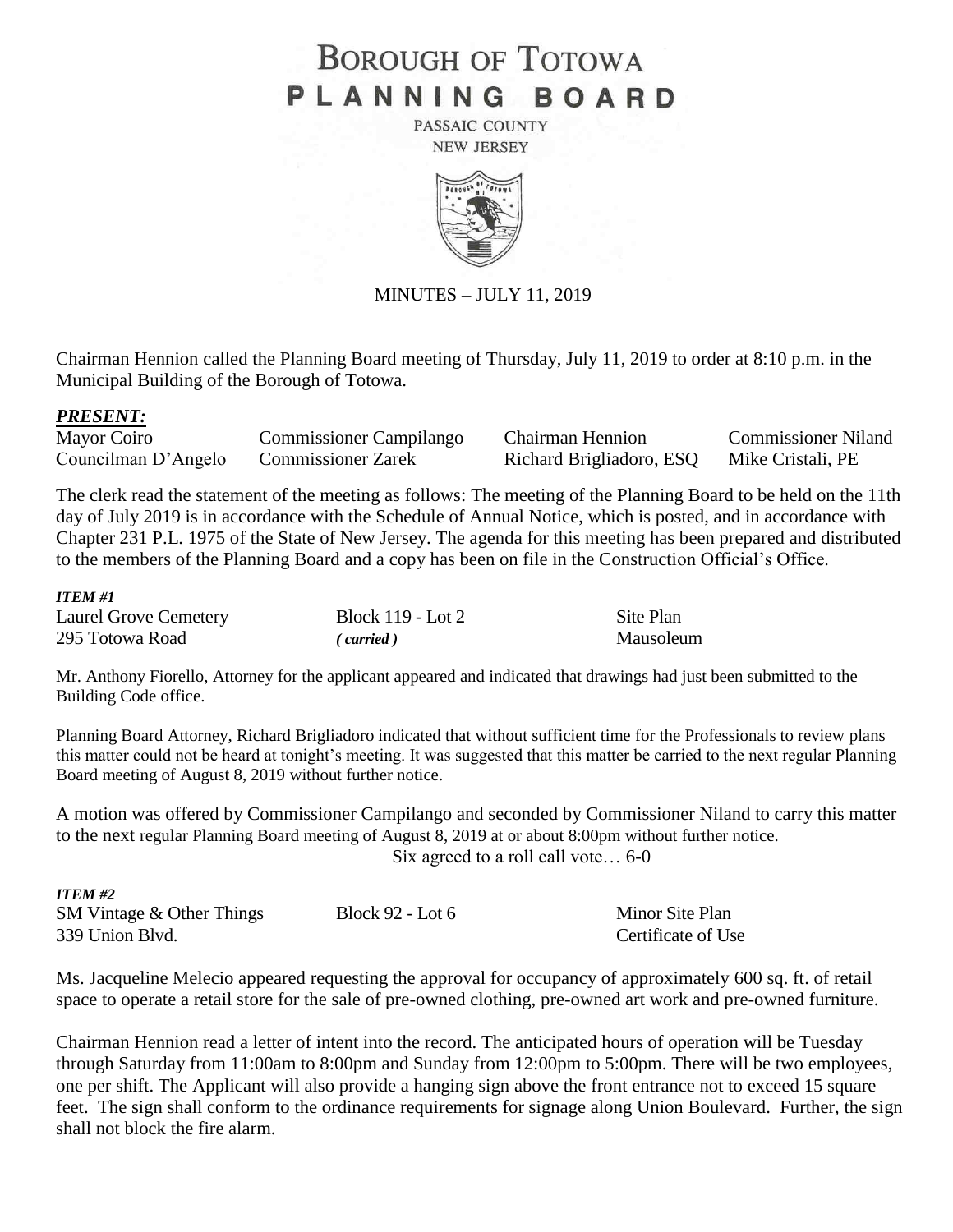# BOROUGH OF TOTOWA
# PLANNING BOARD

PASSAIC COUNTY
NEW JERSEY

MINUTES – JULY 11, 2019

Chairman Hennion called the Planning Board meeting of Thursday, July 11, 2019 to order at 8:10 p.m. in the Municipal Building of the Borough of Totowa.

***PRESENT:***

| Mayor Coiro | Commissioner Campilango | Chairman Hennion | Commissioner Niland |
|---|---|---|---|
| Councilman D'Angelo | Commissioner Zarek | Richard Brigliadoro, ESQ | Mike Cristali, PE |

The clerk read the statement of the meeting as follows: The meeting of the Planning Board to be held on the 11th day of July 2019 is in accordance with the Schedule of Annual Notice, which is posted, and in accordance with Chapter 231 P.L. 1975 of the State of New Jersey. The agenda for this meeting has been prepared and distributed to the members of the Planning Board and a copy has been on file in the Construction Official's Office.

***ITEM #1***

| Laurel Grove Cemetery | Block 119 - Lot 2 | Site Plan |
|---|---|---|
| 295 Totowa Road | *( carried )* | Mausoleum |

Mr. Anthony Fiorello, Attorney for the applicant appeared and indicated that drawings had just been submitted to the Building Code office.

Planning Board Attorney, Richard Brigliadoro indicated that without sufficient time for the Professionals to review plans this matter could not be heard at tonight's meeting. It was suggested that this matter be carried to the next regular Planning Board meeting of August 8, 2019 without further notice.

A motion was offered by Commissioner Campilango and seconded by Commissioner Niland to carry this matter to the next regular Planning Board meeting of August 8, 2019 at or about 8:00pm without further notice.

Six agreed to a roll call vote… 6-0

***ITEM #2***

| SM Vintage & Other Things | Block 92 - Lot 6 | Minor Site Plan |
|---|---|---|
| 339 Union Blvd. | | Certificate of Use |

Ms. Jacqueline Melecio appeared requesting the approval for occupancy of approximately 600 sq. ft. of retail space to operate a retail store for the sale of pre-owned clothing, pre-owned art work and pre-owned furniture.

Chairman Hennion read a letter of intent into the record. The anticipated hours of operation will be Tuesday through Saturday from 11:00am to 8:00pm and Sunday from 12:00pm to 5:00pm. There will be two employees, one per shift. The Applicant will also provide a hanging sign above the front entrance not to exceed 15 square feet. The sign shall conform to the ordinance requirements for signage along Union Boulevard. Further, the sign shall not block the fire alarm.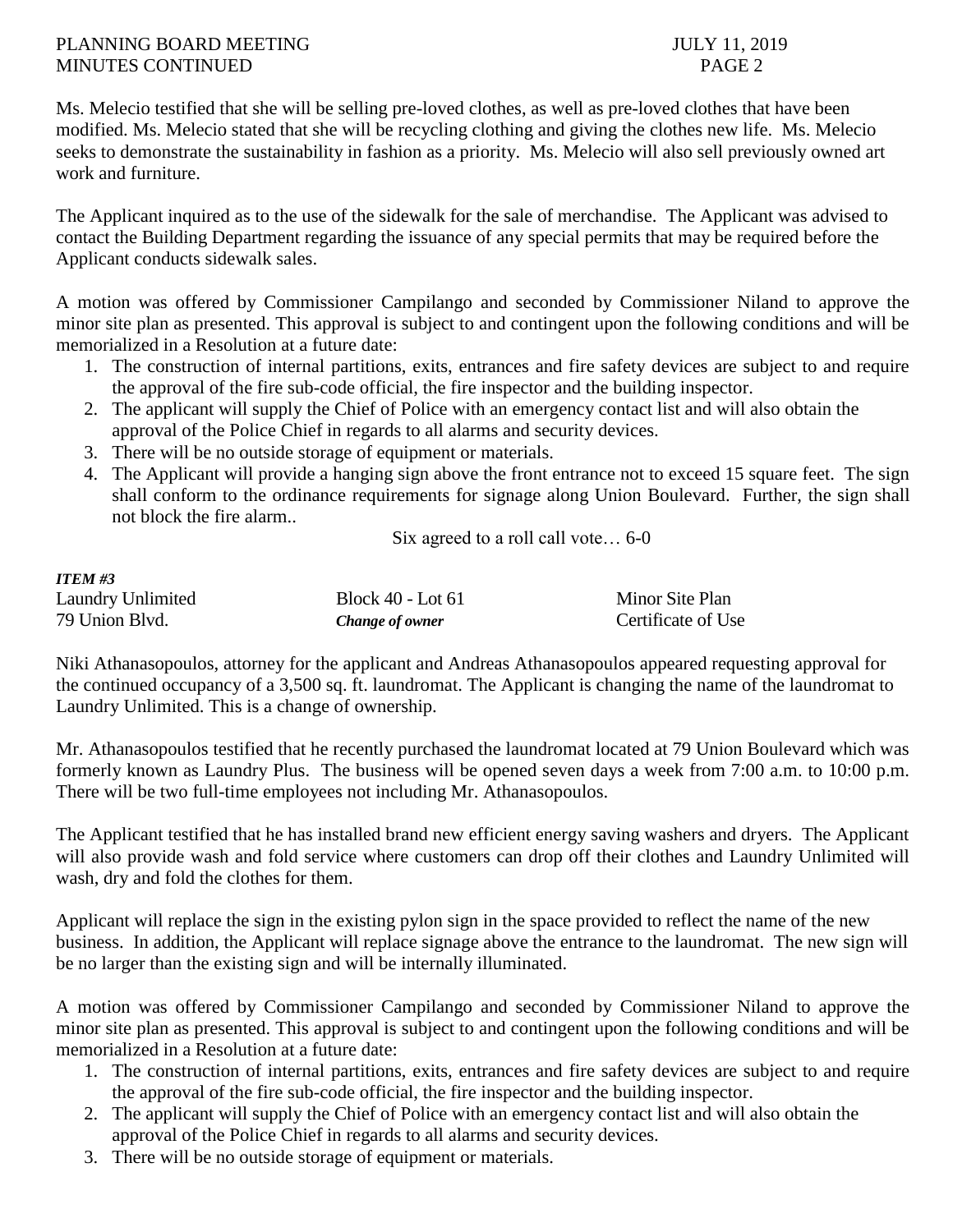Ms. Melecio testified that she will be selling pre-loved clothes, as well as pre-loved clothes that have been modified. Ms. Melecio stated that she will be recycling clothing and giving the clothes new life. Ms. Melecio seeks to demonstrate the sustainability in fashion as a priority. Ms. Melecio will also sell previously owned art work and furniture.

The Applicant inquired as to the use of the sidewalk for the sale of merchandise. The Applicant was advised to contact the Building Department regarding the issuance of any special permits that may be required before the Applicant conducts sidewalk sales.

A motion was offered by Commissioner Campilango and seconded by Commissioner Niland to approve the minor site plan as presented. This approval is subject to and contingent upon the following conditions and will be memorialized in a Resolution at a future date:

1. The construction of internal partitions, exits, entrances and fire safety devices are subject to and require the approval of the fire sub-code official, the fire inspector and the building inspector.
2. The applicant will supply the Chief of Police with an emergency contact list and will also obtain the approval of the Police Chief in regards to all alarms and security devices.
3. There will be no outside storage of equipment or materials.
4. The Applicant will provide a hanging sign above the front entrance not to exceed 15 square feet. The sign shall conform to the ordinance requirements for signage along Union Boulevard. Further, the sign shall not block the fire alarm..

Six agreed to a roll call vote… 6-0

***ITEM #3***

| Laundry Unlimited | Block 40 - Lot 61 | Minor Site Plan |
|---|---|---|
| 79 Union Blvd. | ***Change of owner*** | Certificate of Use |

Niki Athanasopoulos, attorney for the applicant and Andreas Athanasopoulos appeared requesting approval for the continued occupancy of a 3,500 sq. ft. laundromat. The Applicant is changing the name of the laundromat to Laundry Unlimited. This is a change of ownership.

Mr. Athanasopoulos testified that he recently purchased the laundromat located at 79 Union Boulevard which was formerly known as Laundry Plus. The business will be opened seven days a week from 7:00 a.m. to 10:00 p.m. There will be two full-time employees not including Mr. Athanasopoulos.

The Applicant testified that he has installed brand new efficient energy saving washers and dryers. The Applicant will also provide wash and fold service where customers can drop off their clothes and Laundry Unlimited will wash, dry and fold the clothes for them.

Applicant will replace the sign in the existing pylon sign in the space provided to reflect the name of the new business. In addition, the Applicant will replace signage above the entrance to the laundromat. The new sign will be no larger than the existing sign and will be internally illuminated.

A motion was offered by Commissioner Campilango and seconded by Commissioner Niland to approve the minor site plan as presented. This approval is subject to and contingent upon the following conditions and will be memorialized in a Resolution at a future date:

1. The construction of internal partitions, exits, entrances and fire safety devices are subject to and require the approval of the fire sub-code official, the fire inspector and the building inspector.
2. The applicant will supply the Chief of Police with an emergency contact list and will also obtain the approval of the Police Chief in regards to all alarms and security devices.
3. There will be no outside storage of equipment or materials.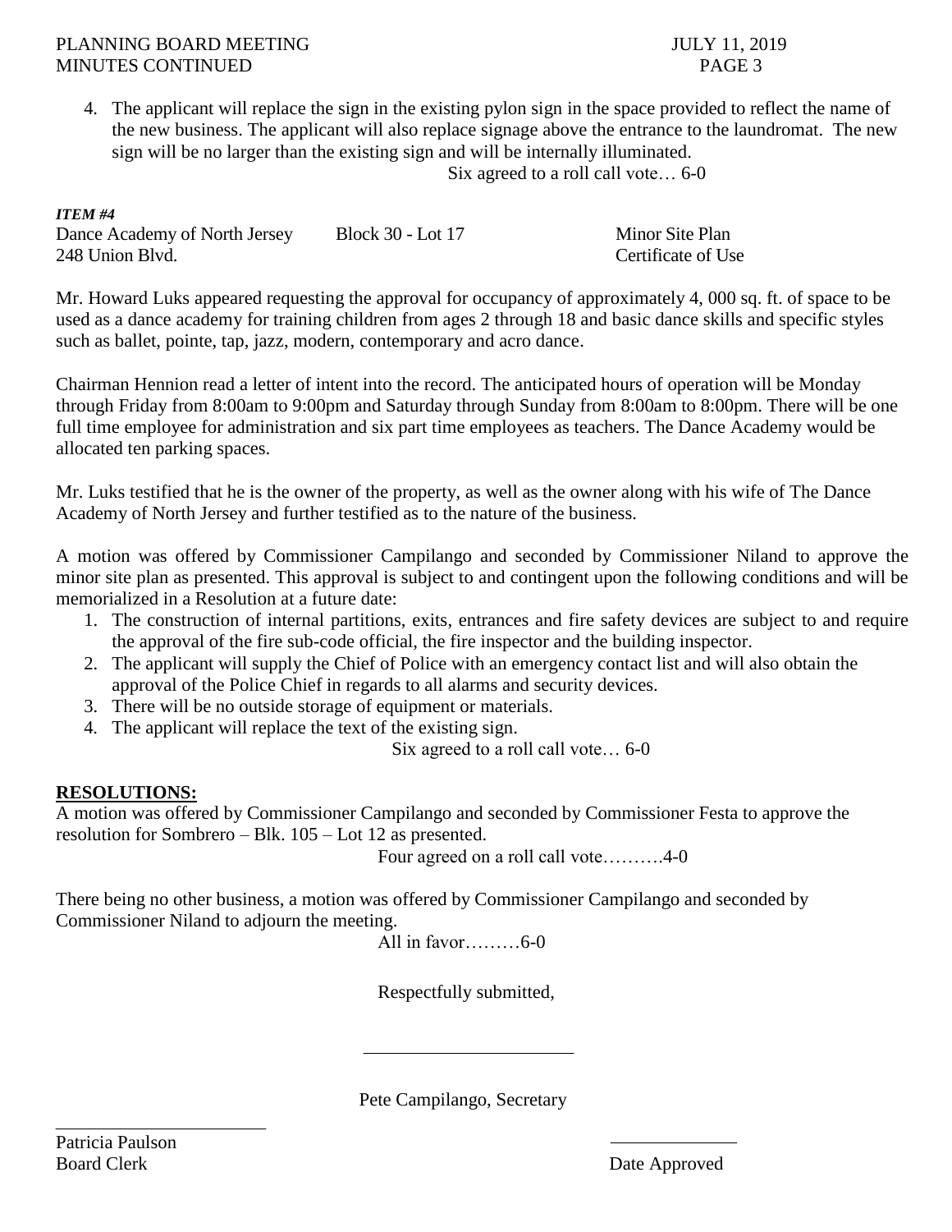4. The applicant will replace the sign in the existing pylon sign in the space provided to reflect the name of the new business. The applicant will also replace signage above the entrance to the laundromat. The new sign will be no larger than the existing sign and will be internally illuminated.

Six agreed to a roll call vote… 6-0

***ITEM #4***

| | | |
|---|---|---|
| Dance Academy of North Jersey | Block 30 - Lot 17 | Minor Site Plan |
| 248 Union Blvd. | | Certificate of Use |

Mr. Howard Luks appeared requesting the approval for occupancy of approximately 4, 000 sq. ft. of space to be used as a dance academy for training children from ages 2 through 18 and basic dance skills and specific styles such as ballet, pointe, tap, jazz, modern, contemporary and acro dance.

Chairman Hennion read a letter of intent into the record. The anticipated hours of operation will be Monday through Friday from 8:00am to 9:00pm and Saturday through Sunday from 8:00am to 8:00pm. There will be one full time employee for administration and six part time employees as teachers. The Dance Academy would be allocated ten parking spaces.

Mr. Luks testified that he is the owner of the property, as well as the owner along with his wife of The Dance Academy of North Jersey and further testified as to the nature of the business.

A motion was offered by Commissioner Campilango and seconded by Commissioner Niland to approve the minor site plan as presented. This approval is subject to and contingent upon the following conditions and will be memorialized in a Resolution at a future date:

1. The construction of internal partitions, exits, entrances and fire safety devices are subject to and require the approval of the fire sub-code official, the fire inspector and the building inspector.
2. The applicant will supply the Chief of Police with an emergency contact list and will also obtain the approval of the Police Chief in regards to all alarms and security devices.
3. There will be no outside storage of equipment or materials.
4. The applicant will replace the text of the existing sign.

Six agreed to a roll call vote… 6-0

**<u>RESOLUTIONS:</u>**

A motion was offered by Commissioner Campilango and seconded by Commissioner Festa to approve the resolution for Sombrero – Blk. 105 – Lot 12 as presented.

Four agreed on a roll call vote……….4-0

There being no other business, a motion was offered by Commissioner Campilango and seconded by Commissioner Niland to adjourn the meeting.

All in favor………6-0

Respectfully submitted,

\_\_\_\_\_\_\_\_\_\_\_\_\_\_\_\_\_\_\_\_\_\_\_

Pete Campilango, Secretary

\_\_\_\_\_\_\_\_\_\_\_\_\_\_\_\_\_\_\_\_\_\_\_

Patricia Paulson
Board Clerk

\_\_\_\_\_\_\_\_\_\_\_\_\_

Date Approved